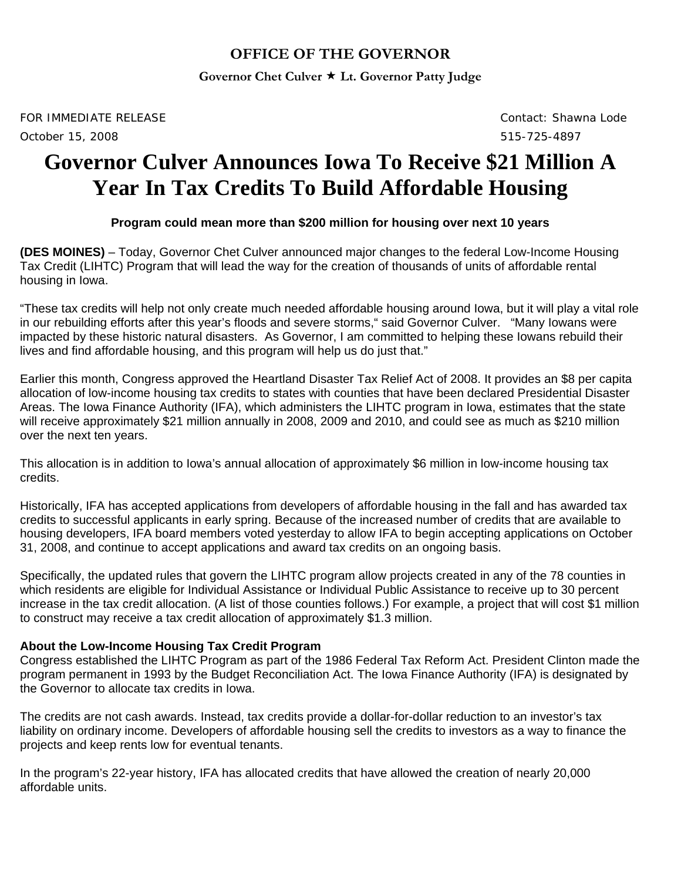**OFFICE OF THE GOVERNOR**

**Governor Chet Culver ★ Lt. Governor Patty Judge**

FOR IMMEDIATE RELEASE  
October 15, 2008

Contact: Shawna Lode  
515-725-4897

# Governor Culver Announces Iowa To Receive $21 Million A Year In Tax Credits To Build Affordable Housing

**Program could mean more than $200 million for housing over next 10 years**

**(DES MOINES)** – Today, Governor Chet Culver announced major changes to the federal Low-Income Housing Tax Credit (LIHTC) Program that will lead the way for the creation of thousands of units of affordable rental housing in Iowa.

"These tax credits will help not only create much needed affordable housing around Iowa, but it will play a vital role in our rebuilding efforts after this year's floods and severe storms," said Governor Culver. "Many Iowans were impacted by these historic natural disasters. As Governor, I am committed to helping these Iowans rebuild their lives and find affordable housing, and this program will help us do just that."

Earlier this month, Congress approved the Heartland Disaster Tax Relief Act of 2008. It provides an $8 per capita allocation of low-income housing tax credits to states with counties that have been declared Presidential Disaster Areas. The Iowa Finance Authority (IFA), which administers the LIHTC program in Iowa, estimates that the state will receive approximately $21 million annually in 2008, 2009 and 2010, and could see as much as $210 million over the next ten years.

This allocation is in addition to Iowa's annual allocation of approximately $6 million in low-income housing tax credits.

Historically, IFA has accepted applications from developers of affordable housing in the fall and has awarded tax credits to successful applicants in early spring. Because of the increased number of credits that are available to housing developers, IFA board members voted yesterday to allow IFA to begin accepting applications on October 31, 2008, and continue to accept applications and award tax credits on an ongoing basis.

Specifically, the updated rules that govern the LIHTC program allow projects created in any of the 78 counties in which residents are eligible for Individual Assistance or Individual Public Assistance to receive up to 30 percent increase in the tax credit allocation. (A list of those counties follows.) For example, a project that will cost $1 million to construct may receive a tax credit allocation of approximately $1.3 million.

**About the Low-Income Housing Tax Credit Program**

Congress established the LIHTC Program as part of the 1986 Federal Tax Reform Act. President Clinton made the program permanent in 1993 by the Budget Reconciliation Act. The Iowa Finance Authority (IFA) is designated by the Governor to allocate tax credits in Iowa.

The credits are not cash awards. Instead, tax credits provide a dollar-for-dollar reduction to an investor's tax liability on ordinary income. Developers of affordable housing sell the credits to investors as a way to finance the projects and keep rents low for eventual tenants.

In the program's 22-year history, IFA has allocated credits that have allowed the creation of nearly 20,000 affordable units.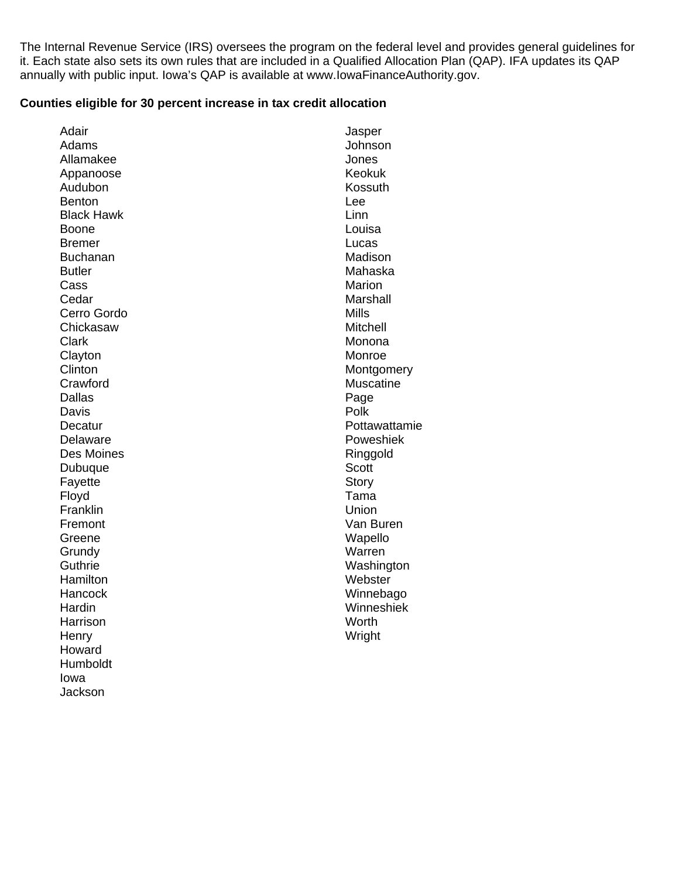The Internal Revenue Service (IRS) oversees the program on the federal level and provides general guidelines for it. Each state also sets its own rules that are included in a Qualified Allocation Plan (QAP). IFA updates its QAP annually with public input. Iowa's QAP is available at www.IowaFinanceAuthority.gov.

**Counties eligible for 30 percent increase in tax credit allocation**

- Adair
- Adams
- Allamakee
- Appanoose
- Audubon
- Benton
- Black Hawk
- Boone
- Bremer
- Buchanan
- Butler
- Cass
- Cedar
- Cerro Gordo
- Chickasaw
- Clark
- Clayton
- Clinton
- Crawford
- Dallas
- Davis
- Decatur
- Delaware
- Des Moines
- Dubuque
- Fayette
- Floyd
- Franklin
- Fremont
- Greene
- Grundy
- Guthrie
- Hamilton
- Hancock
- Hardin
- Harrison
- Henry
- Howard
- Humboldt
- Iowa
- Jackson
- Jasper
- Johnson
- Jones
- Keokuk
- Kossuth
- Lee
- Linn
- Louisa
- Lucas
- Madison
- Mahaska
- Marion
- Marshall
- Mills
- Mitchell
- Monona
- Monroe
- Montgomery
- Muscatine
- Page
- Polk
- Pottawattamie
- Poweshiek
- Ringgold
- Scott
- Story
- Tama
- Union
- Van Buren
- Wapello
- Warren
- Washington
- Webster
- Winnebago
- Winneshiek
- Worth
- Wright